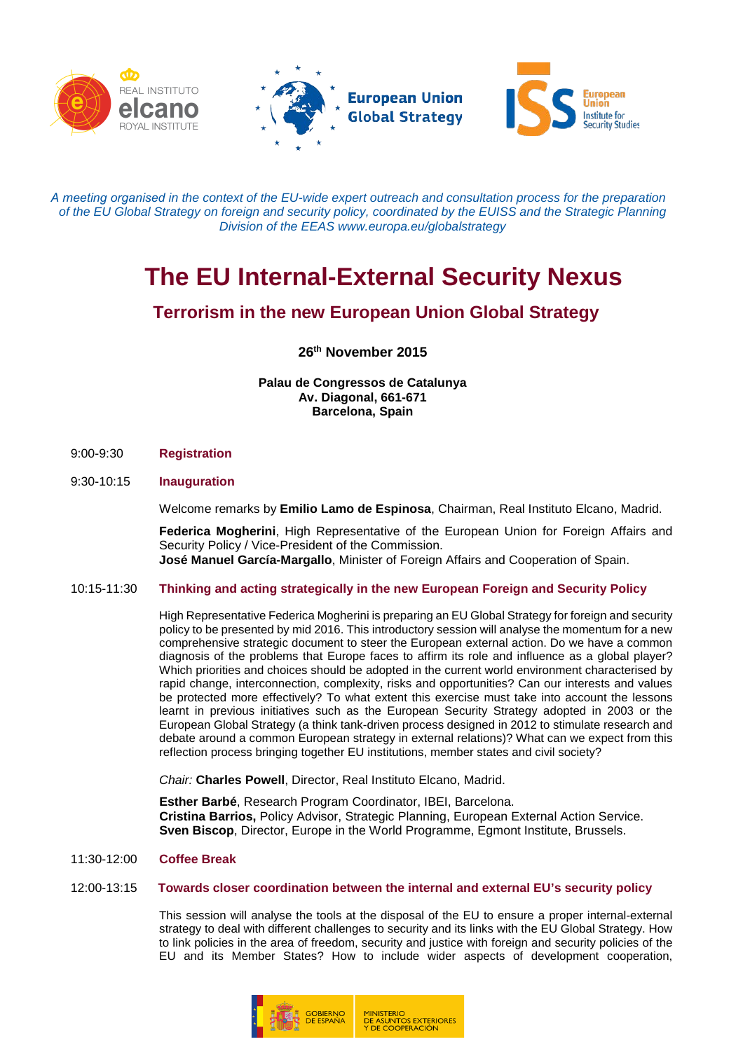*A meeting organised in the context of the EU-wide expert outreach and consultation process for the preparation of the EU Global Strategy on foreign and security policy, coordinated by the EUISS and the Strategic Planning Division of the EEAS www.europa.eu/globalstrategy*

# The EU Internal-External Security Nexus

## Terrorism in the new European Union Global Strategy

**26th November 2015**

**Palau de Congressos de Catalunya**
**Av. Diagonal, 661-671**
**Barcelona, Spain**

9:00-9:30 **Registration**

9:30-10:15 **Inauguration**

Welcome remarks by **Emilio Lamo de Espinosa**, Chairman, Real Instituto Elcano, Madrid.

**Federica Mogherini**, High Representative of the European Union for Foreign Affairs and Security Policy / Vice-President of the Commission.
**José Manuel García-Margallo**, Minister of Foreign Affairs and Cooperation of Spain.

10:15-11:30 **Thinking and acting strategically in the new European Foreign and Security Policy**

High Representative Federica Mogherini is preparing an EU Global Strategy for foreign and security policy to be presented by mid 2016. This introductory session will analyse the momentum for a new comprehensive strategic document to steer the European external action. Do we have a common diagnosis of the problems that Europe faces to affirm its role and influence as a global player? Which priorities and choices should be adopted in the current world environment characterised by rapid change, interconnection, complexity, risks and opportunities? Can our interests and values be protected more effectively? To what extent this exercise must take into account the lessons learnt in previous initiatives such as the European Security Strategy adopted in 2003 or the European Global Strategy (a think tank-driven process designed in 2012 to stimulate research and debate around a common European strategy in external relations)? What can we expect from this reflection process bringing together EU institutions, member states and civil society?

*Chair:* **Charles Powell**, Director, Real Instituto Elcano, Madrid.

**Esther Barbé**, Research Program Coordinator, IBEI, Barcelona.
**Cristina Barrios,** Policy Advisor, Strategic Planning, European External Action Service.
**Sven Biscop**, Director, Europe in the World Programme, Egmont Institute, Brussels.

11:30-12:00 **Coffee Break**

12:00-13:15 **Towards closer coordination between the internal and external EU's security policy**

This session will analyse the tools at the disposal of the EU to ensure a proper internal-external strategy to deal with different challenges to security and its links with the EU Global Strategy. How to link policies in the area of freedom, security and justice with foreign and security policies of the EU and its Member States? How to include wider aspects of development cooperation,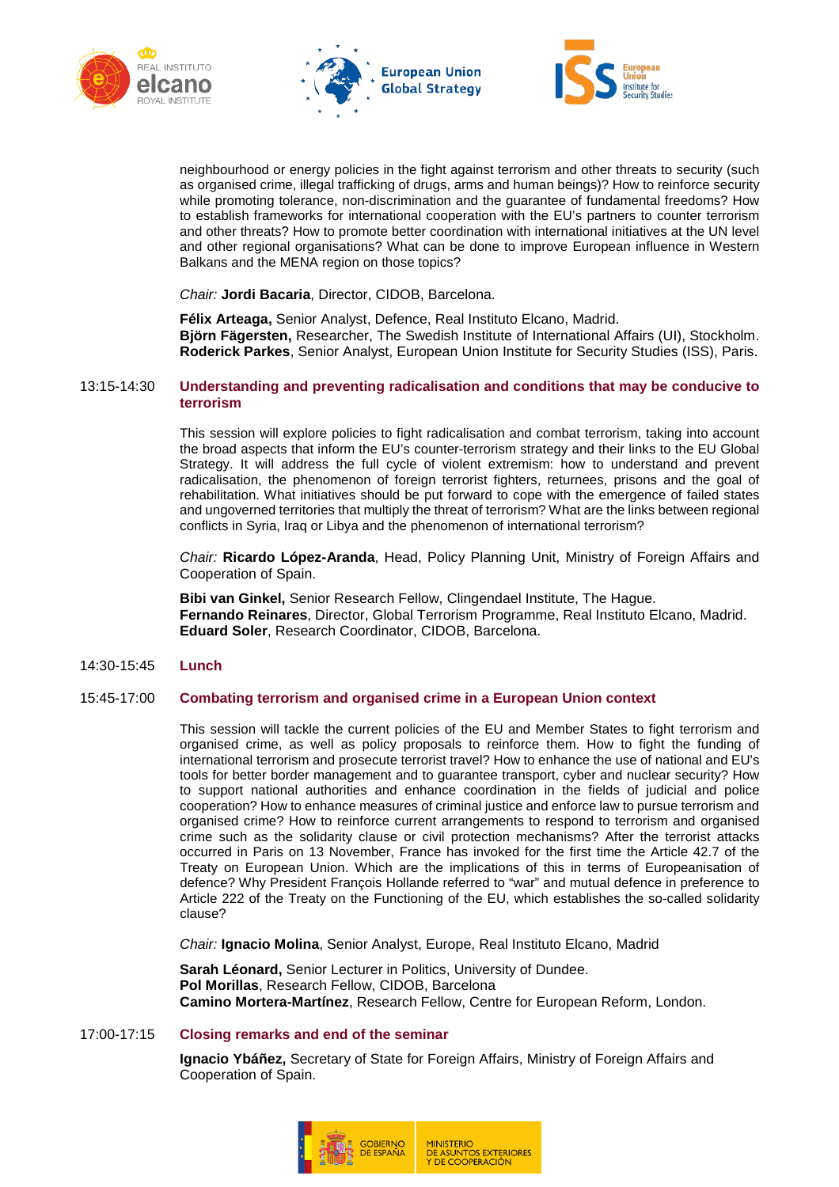neighbourhood or energy policies in the fight against terrorism and other threats to security (such as organised crime, illegal trafficking of drugs, arms and human beings)? How to reinforce security while promoting tolerance, non-discrimination and the guarantee of fundamental freedoms? How to establish frameworks for international cooperation with the EU's partners to counter terrorism and other threats? How to promote better coordination with international initiatives at the UN level and other regional organisations? What can be done to improve European influence in Western Balkans and the MENA region on those topics?

*Chair:* **Jordi Bacaria**, Director, CIDOB, Barcelona.

**Félix Arteaga,** Senior Analyst, Defence, Real Instituto Elcano, Madrid.
**Björn Fägersten,** Researcher, The Swedish Institute of International Affairs (UI), Stockholm.
**Roderick Parkes**, Senior Analyst, European Union Institute for Security Studies (ISS), Paris.

13:15-14:30 **Understanding and preventing radicalisation and conditions that may be conducive to terrorism**

This session will explore policies to fight radicalisation and combat terrorism, taking into account the broad aspects that inform the EU's counter-terrorism strategy and their links to the EU Global Strategy. It will address the full cycle of violent extremism: how to understand and prevent radicalisation, the phenomenon of foreign terrorist fighters, returnees, prisons and the goal of rehabilitation. What initiatives should be put forward to cope with the emergence of failed states and ungoverned territories that multiply the threat of terrorism? What are the links between regional conflicts in Syria, Iraq or Libya and the phenomenon of international terrorism?

*Chair:* **Ricardo López-Aranda**, Head, Policy Planning Unit, Ministry of Foreign Affairs and Cooperation of Spain.

**Bibi van Ginkel,** Senior Research Fellow, Clingendael Institute, The Hague.
**Fernando Reinares**, Director, Global Terrorism Programme, Real Instituto Elcano, Madrid.
**Eduard Soler**, Research Coordinator, CIDOB, Barcelona.

14:30-15:45 **Lunch**

15:45-17:00 **Combating terrorism and organised crime in a European Union context**

This session will tackle the current policies of the EU and Member States to fight terrorism and organised crime, as well as policy proposals to reinforce them. How to fight the funding of international terrorism and prosecute terrorist travel? How to enhance the use of national and EU's tools for better border management and to guarantee transport, cyber and nuclear security? How to support national authorities and enhance coordination in the fields of judicial and police cooperation? How to enhance measures of criminal justice and enforce law to pursue terrorism and organised crime? How to reinforce current arrangements to respond to terrorism and organised crime such as the solidarity clause or civil protection mechanisms? After the terrorist attacks occurred in Paris on 13 November, France has invoked for the first time the Article 42.7 of the Treaty on European Union. Which are the implications of this in terms of Europeanisation of defence? Why President François Hollande referred to "war" and mutual defence in preference to Article 222 of the Treaty on the Functioning of the EU, which establishes the so-called solidarity clause?

*Chair:* **Ignacio Molina**, Senior Analyst, Europe, Real Instituto Elcano, Madrid

**Sarah Léonard,** Senior Lecturer in Politics, University of Dundee.
**Pol Morillas**, Research Fellow, CIDOB, Barcelona
**Camino Mortera-Martínez**, Research Fellow, Centre for European Reform, London.

17:00-17:15 **Closing remarks and end of the seminar**

**Ignacio Ybáñez,** Secretary of State for Foreign Affairs, Ministry of Foreign Affairs and Cooperation of Spain.